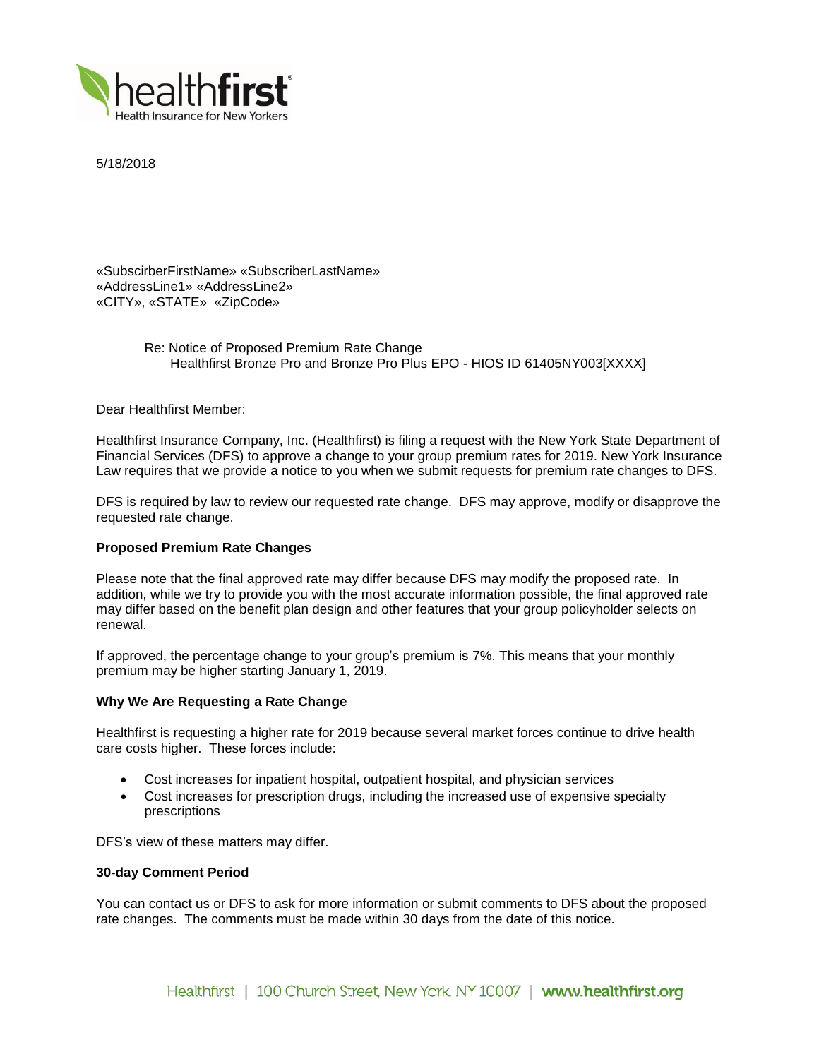5/18/2018

«SubscirberFirstName» «SubscriberLastName»
«AddressLine1» «AddressLine2»
«CITY», «STATE» «ZipCode»

Re: Notice of Proposed Premium Rate Change
Healthfirst Bronze Pro and Bronze Pro Plus EPO - HIOS ID 61405NY003[XXXX]

Dear Healthfirst Member:

Healthfirst Insurance Company, Inc. (Healthfirst) is filing a request with the New York State Department of Financial Services (DFS) to approve a change to your group premium rates for 2019. New York Insurance Law requires that we provide a notice to you when we submit requests for premium rate changes to DFS.

DFS is required by law to review our requested rate change. DFS may approve, modify or disapprove the requested rate change.

**Proposed Premium Rate Changes**

Please note that the final approved rate may differ because DFS may modify the proposed rate. In addition, while we try to provide you with the most accurate information possible, the final approved rate may differ based on the benefit plan design and other features that your group policyholder selects on renewal.

If approved, the percentage change to your group's premium is 7%. This means that your monthly premium may be higher starting January 1, 2019.

**Why We Are Requesting a Rate Change**

Healthfirst is requesting a higher rate for 2019 because several market forces continue to drive health care costs higher. These forces include:

- Cost increases for inpatient hospital, outpatient hospital, and physician services
- Cost increases for prescription drugs, including the increased use of expensive specialty prescriptions

DFS's view of these matters may differ.

**30-day Comment Period**

You can contact us or DFS to ask for more information or submit comments to DFS about the proposed rate changes. The comments must be made within 30 days from the date of this notice.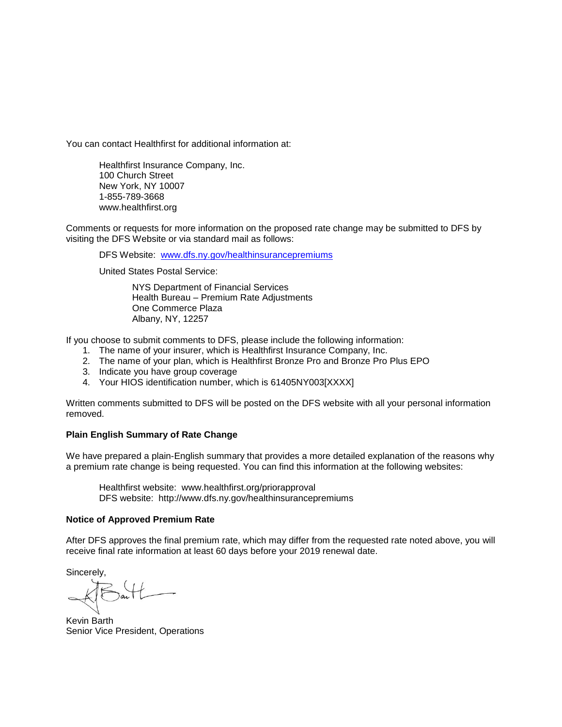You can contact Healthfirst for additional information at:

Healthfirst Insurance Company, Inc.
100 Church Street
New York, NY 10007
1-855-789-3668
www.healthfirst.org

Comments or requests for more information on the proposed rate change may be submitted to DFS by visiting the DFS Website or via standard mail as follows:

DFS Website: [www.dfs.ny.gov/healthinsurancepremiums](http://www.dfs.ny.gov/healthinsurancepremiums)

United States Postal Service:

NYS Department of Financial Services
Health Bureau – Premium Rate Adjustments
One Commerce Plaza
Albany, NY, 12257

If you choose to submit comments to DFS, please include the following information:

1. The name of your insurer, which is Healthfirst Insurance Company, Inc.
2. The name of your plan, which is Healthfirst Bronze Pro and Bronze Pro Plus EPO
3. Indicate you have group coverage
4. Your HIOS identification number, which is 61405NY003[XXXX]

Written comments submitted to DFS will be posted on the DFS website with all your personal information removed.

**Plain English Summary of Rate Change**

We have prepared a plain-English summary that provides a more detailed explanation of the reasons why a premium rate change is being requested. You can find this information at the following websites:

Healthfirst website: www.healthfirst.org/priorapproval
DFS website: http://www.dfs.ny.gov/healthinsurancepremiums

**Notice of Approved Premium Rate**

After DFS approves the final premium rate, which may differ from the requested rate noted above, you will receive final rate information at least 60 days before your 2019 renewal date.

Sincerely,

Kevin Barth
Senior Vice President, Operations